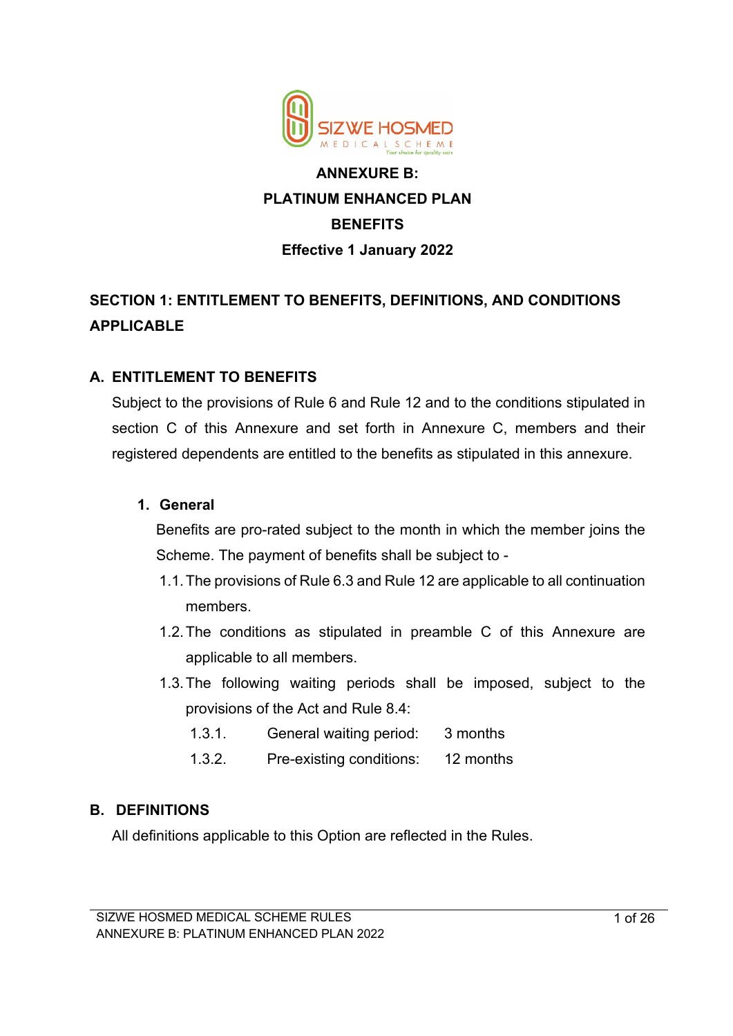# ANNEXURE B:

# PLATINUM ENHANCED PLAN

# BENEFITS

**Effective 1 January 2022**

## SECTION 1: ENTITLEMENT TO BENEFITS, DEFINITIONS, AND CONDITIONS APPLICABLE

### A. ENTITLEMENT TO BENEFITS

Subject to the provisions of Rule 6 and Rule 12 and to the conditions stipulated in section C of this Annexure and set forth in Annexure C, members and their registered dependents are entitled to the benefits as stipulated in this annexure.

#### 1. General

Benefits are pro-rated subject to the month in which the member joins the Scheme. The payment of benefits shall be subject to -

1.1. The provisions of Rule 6.3 and Rule 12 are applicable to all continuation members.

1.2. The conditions as stipulated in preamble C of this Annexure are applicable to all members.

1.3. The following waiting periods shall be imposed, subject to the provisions of the Act and Rule 8.4:

| | | |
|---|---|---|
| 1.3.1. | General waiting period: | 3 months |
| 1.3.2. | Pre-existing conditions: | 12 months |

### B. DEFINITIONS

All definitions applicable to this Option are reflected in the Rules.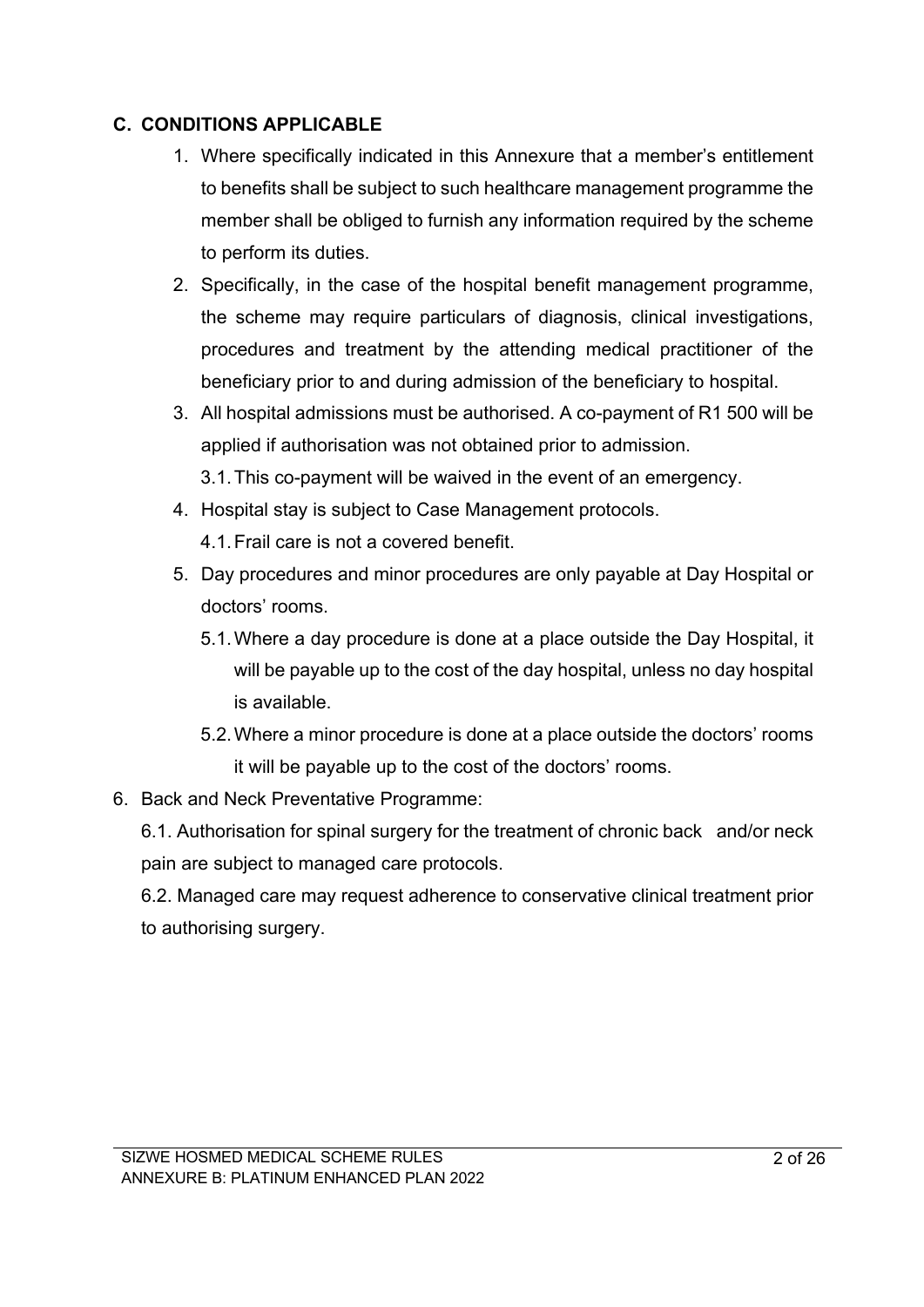## C. CONDITIONS APPLICABLE

1. Where specifically indicated in this Annexure that a member's entitlement to benefits shall be subject to such healthcare management programme the member shall be obliged to furnish any information required by the scheme to perform its duties.
2. Specifically, in the case of the hospital benefit management programme, the scheme may require particulars of diagnosis, clinical investigations, procedures and treatment by the attending medical practitioner of the beneficiary prior to and during admission of the beneficiary to hospital.
3. All hospital admissions must be authorised. A co-payment of R1 500 will be applied if authorisation was not obtained prior to admission.
   - 3.1. This co-payment will be waived in the event of an emergency.
4. Hospital stay is subject to Case Management protocols.
   - 4.1. Frail care is not a covered benefit.
5. Day procedures and minor procedures are only payable at Day Hospital or doctors' rooms.
   - 5.1. Where a day procedure is done at a place outside the Day Hospital, it will be payable up to the cost of the day hospital, unless no day hospital is available.
   - 5.2. Where a minor procedure is done at a place outside the doctors' rooms it will be payable up to the cost of the doctors' rooms.
6. Back and Neck Preventative Programme:
   - 6.1. Authorisation for spinal surgery for the treatment of chronic back and/or neck pain are subject to managed care protocols.
   - 6.2. Managed care may request adherence to conservative clinical treatment prior to authorising surgery.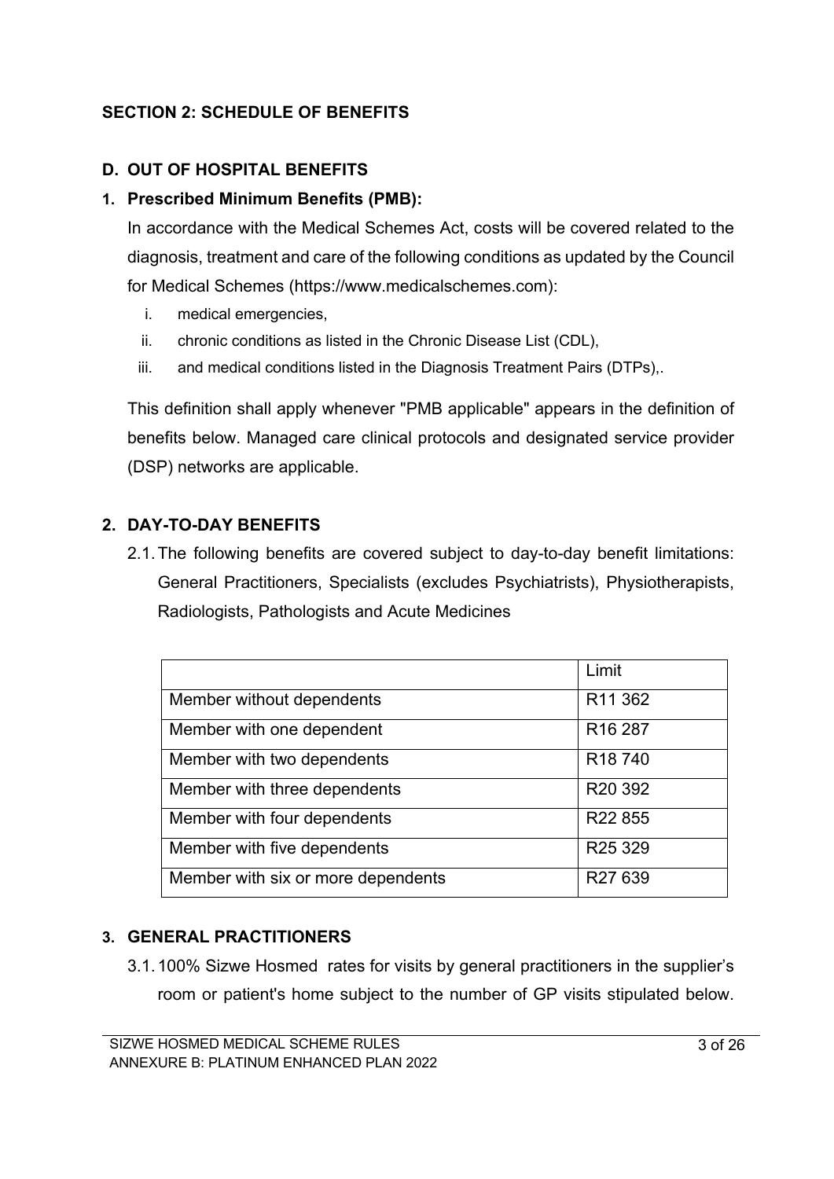## SECTION 2: SCHEDULE OF BENEFITS

### D. OUT OF HOSPITAL BENEFITS

#### 1. Prescribed Minimum Benefits (PMB):

In accordance with the Medical Schemes Act, costs will be covered related to the diagnosis, treatment and care of the following conditions as updated by the Council for Medical Schemes (https://www.medicalschemes.com):

i. medical emergencies,
ii. chronic conditions as listed in the Chronic Disease List (CDL),
iii. and medical conditions listed in the Diagnosis Treatment Pairs (DTPs),.

This definition shall apply whenever "PMB applicable" appears in the definition of benefits below. Managed care clinical protocols and designated service provider (DSP) networks are applicable.

#### 2. DAY-TO-DAY BENEFITS

2.1. The following benefits are covered subject to day-to-day benefit limitations: General Practitioners, Specialists (excludes Psychiatrists), Physiotherapists, Radiologists, Pathologists and Acute Medicines

| | Limit |
|---|---|
| Member without dependents | R11 362 |
| Member with one dependent | R16 287 |
| Member with two dependents | R18 740 |
| Member with three dependents | R20 392 |
| Member with four dependents | R22 855 |
| Member with five dependents | R25 329 |
| Member with six or more dependents | R27 639 |

#### 3. GENERAL PRACTITIONERS

3.1. 100% Sizwe Hosmed rates for visits by general practitioners in the supplier's room or patient's home subject to the number of GP visits stipulated below.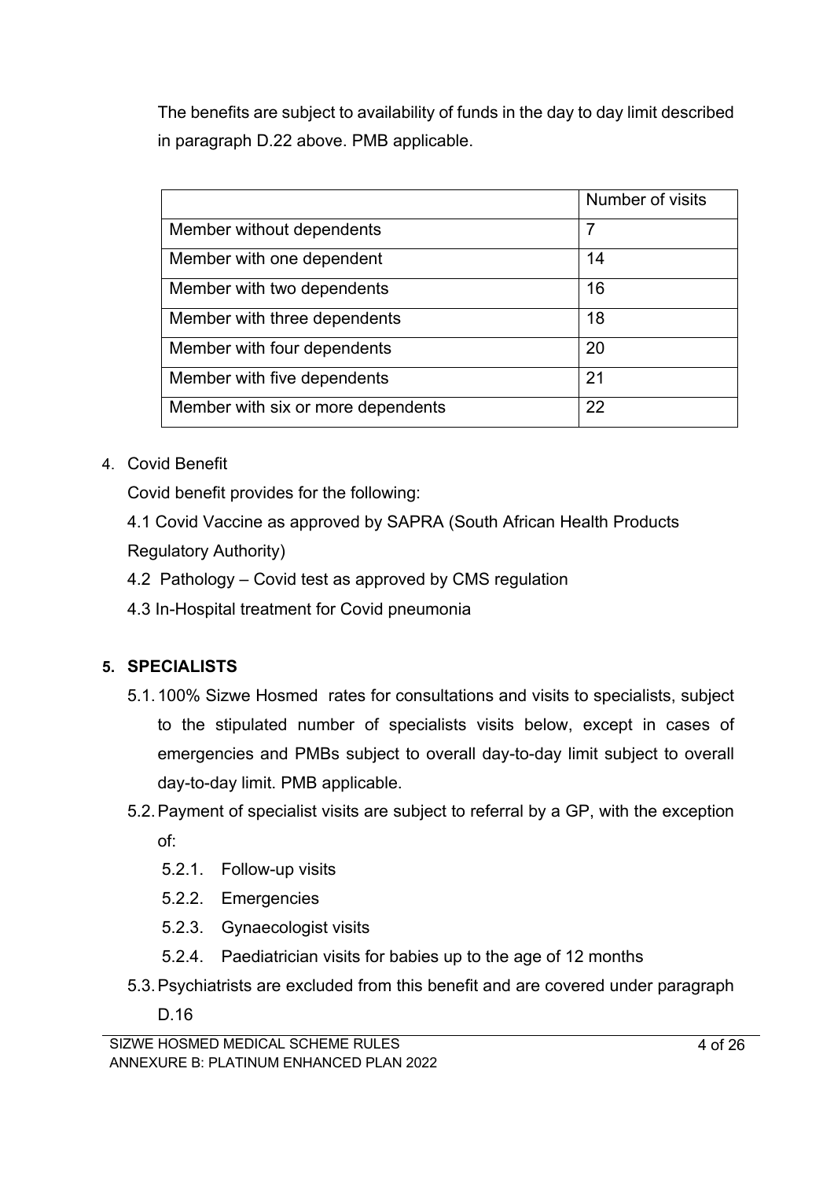The benefits are subject to availability of funds in the day to day limit described in paragraph D.22 above. PMB applicable.

| | Number of visits |
|---|---|
| Member without dependents | 7 |
| Member with one dependent | 14 |
| Member with two dependents | 16 |
| Member with three dependents | 18 |
| Member with four dependents | 20 |
| Member with five dependents | 21 |
| Member with six or more dependents | 22 |

4. Covid Benefit

   Covid benefit provides for the following:

   4.1 Covid Vaccine as approved by SAPRA (South African Health Products Regulatory Authority)

   4.2 Pathology – Covid test as approved by CMS regulation

   4.3 In-Hospital treatment for Covid pneumonia

**5. SPECIALISTS**

5.1. 100% Sizwe Hosmed rates for consultations and visits to specialists, subject to the stipulated number of specialists visits below, except in cases of emergencies and PMBs subject to overall day-to-day limit subject to overall day-to-day limit. PMB applicable.

5.2. Payment of specialist visits are subject to referral by a GP, with the exception of:

   5.2.1. Follow-up visits

   5.2.2. Emergencies

   5.2.3. Gynaecologist visits

   5.2.4. Paediatrician visits for babies up to the age of 12 months

5.3. Psychiatrists are excluded from this benefit and are covered under paragraph D.16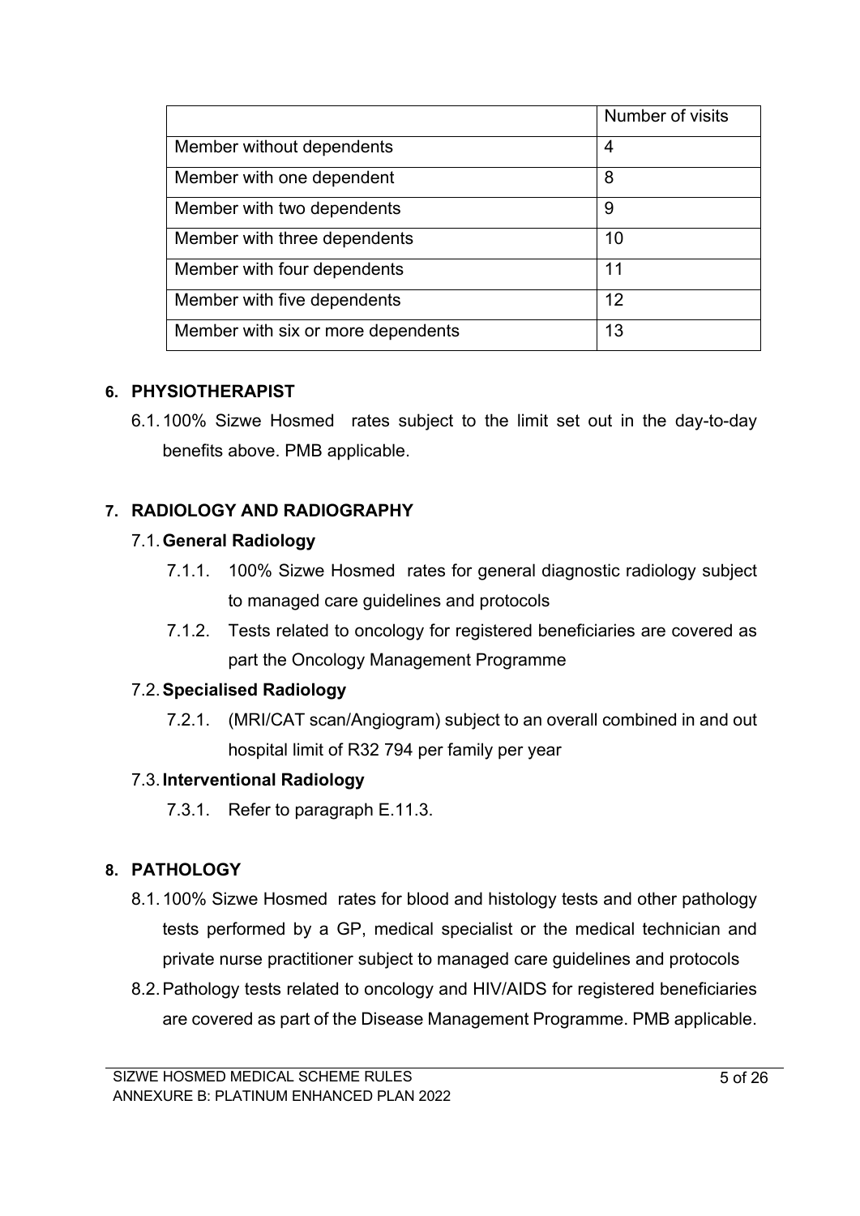| | Number of visits |
|---|---|
| Member without dependents | 4 |
| Member with one dependent | 8 |
| Member with two dependents | 9 |
| Member with three dependents | 10 |
| Member with four dependents | 11 |
| Member with five dependents | 12 |
| Member with six or more dependents | 13 |

## 6. PHYSIOTHERAPIST

6.1. 100% Sizwe Hosmed rates subject to the limit set out in the day-to-day benefits above. PMB applicable.

## 7. RADIOLOGY AND RADIOGRAPHY

### 7.1. General Radiology

7.1.1. 100% Sizwe Hosmed rates for general diagnostic radiology subject to managed care guidelines and protocols

7.1.2. Tests related to oncology for registered beneficiaries are covered as part the Oncology Management Programme

### 7.2. Specialised Radiology

7.2.1. (MRI/CAT scan/Angiogram) subject to an overall combined in and out hospital limit of R32 794 per family per year

### 7.3. Interventional Radiology

7.3.1. Refer to paragraph E.11.3.

## 8. PATHOLOGY

8.1. 100% Sizwe Hosmed rates for blood and histology tests and other pathology tests performed by a GP, medical specialist or the medical technician and private nurse practitioner subject to managed care guidelines and protocols

8.2. Pathology tests related to oncology and HIV/AIDS for registered beneficiaries are covered as part of the Disease Management Programme. PMB applicable.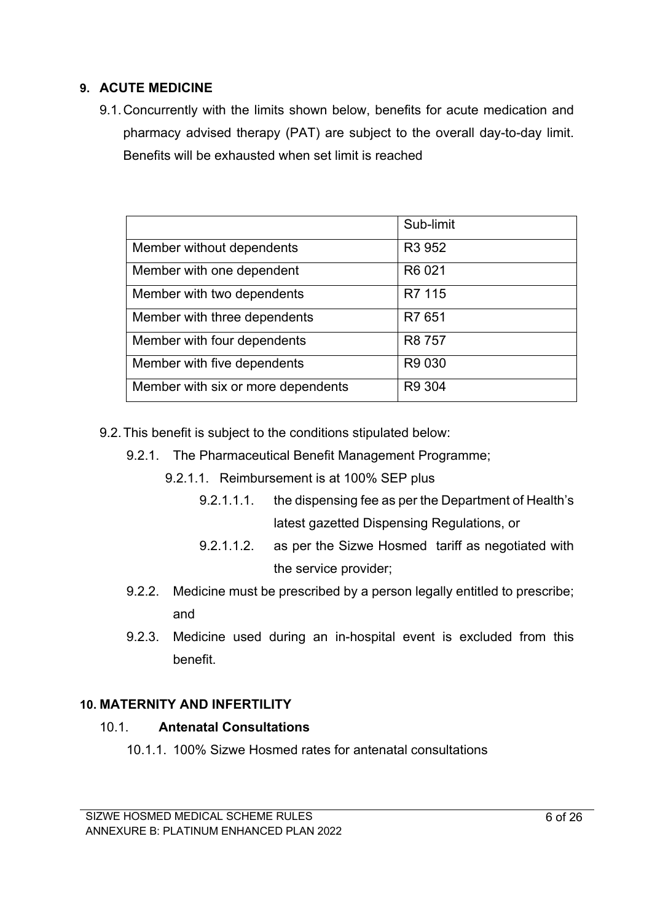## 9. ACUTE MEDICINE

9.1. Concurrently with the limits shown below, benefits for acute medication and pharmacy advised therapy (PAT) are subject to the overall day-to-day limit. Benefits will be exhausted when set limit is reached

| | Sub-limit |
|---|---|
| Member without dependents | R3 952 |
| Member with one dependent | R6 021 |
| Member with two dependents | R7 115 |
| Member with three dependents | R7 651 |
| Member with four dependents | R8 757 |
| Member with five dependents | R9 030 |
| Member with six or more dependents | R9 304 |

9.2. This benefit is subject to the conditions stipulated below:

- 9.2.1. The Pharmaceutical Benefit Management Programme;
  - 9.2.1.1. Reimbursement is at 100% SEP plus
    - 9.2.1.1.1. the dispensing fee as per the Department of Health's latest gazetted Dispensing Regulations, or
    - 9.2.1.1.2. as per the Sizwe Hosmed tariff as negotiated with the service provider;
- 9.2.2. Medicine must be prescribed by a person legally entitled to prescribe; and
- 9.2.3. Medicine used during an in-hospital event is excluded from this benefit.

## 10. MATERNITY AND INFERTILITY

### 10.1. Antenatal Consultations

10.1.1. 100% Sizwe Hosmed rates for antenatal consultations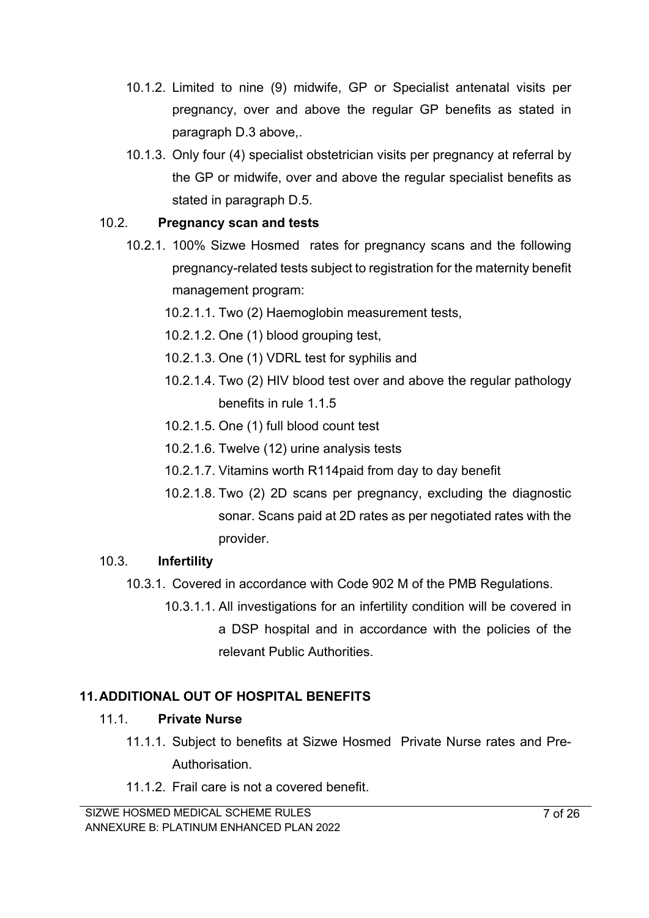10.1.2. Limited to nine (9) midwife, GP or Specialist antenatal visits per pregnancy, over and above the regular GP benefits as stated in paragraph D.3 above,.

10.1.3. Only four (4) specialist obstetrician visits per pregnancy at referral by the GP or midwife, over and above the regular specialist benefits as stated in paragraph D.5.

10.2. **Pregnancy scan and tests**

10.2.1. 100% Sizwe Hosmed rates for pregnancy scans and the following pregnancy-related tests subject to registration for the maternity benefit management program:

10.2.1.1. Two (2) Haemoglobin measurement tests,

10.2.1.2. One (1) blood grouping test,

10.2.1.3. One (1) VDRL test for syphilis and

10.2.1.4. Two (2) HIV blood test over and above the regular pathology benefits in rule 1.1.5

10.2.1.5. One (1) full blood count test

10.2.1.6. Twelve (12) urine analysis tests

10.2.1.7. Vitamins worth R114paid from day to day benefit

10.2.1.8. Two (2) 2D scans per pregnancy, excluding the diagnostic sonar. Scans paid at 2D rates as per negotiated rates with the provider.

10.3. **Infertility**

10.3.1. Covered in accordance with Code 902 M of the PMB Regulations.

10.3.1.1. All investigations for an infertility condition will be covered in a DSP hospital and in accordance with the policies of the relevant Public Authorities.

## 11. ADDITIONAL OUT OF HOSPITAL BENEFITS

11.1. **Private Nurse**

11.1.1. Subject to benefits at Sizwe Hosmed Private Nurse rates and Pre-Authorisation.

11.1.2. Frail care is not a covered benefit.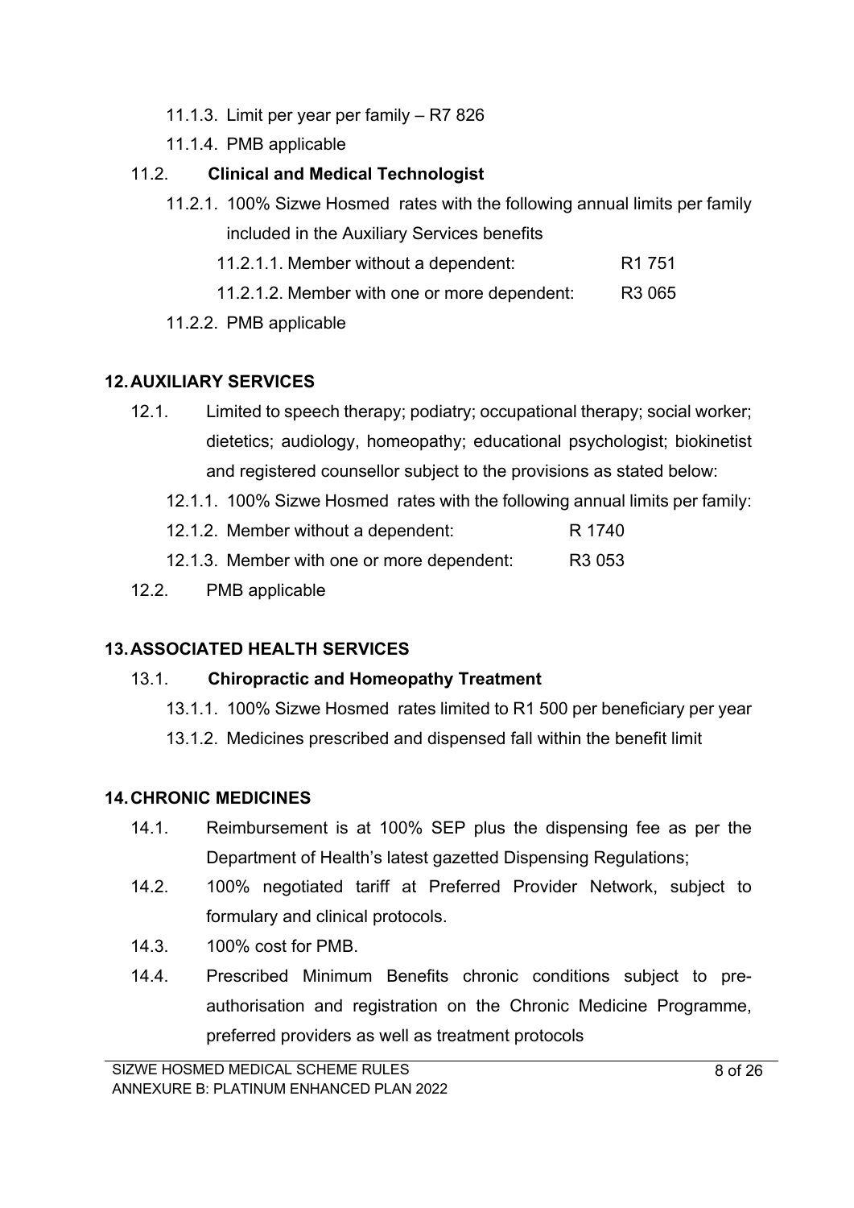11.1.3. Limit per year per family – R7 826

11.1.4. PMB applicable

11.2. **Clinical and Medical Technologist**

11.2.1. 100% Sizwe Hosmed rates with the following annual limits per family included in the Auxiliary Services benefits

11.2.1.1. Member without a dependent: R1 751

11.2.1.2. Member with one or more dependent: R3 065

11.2.2. PMB applicable

## 12. AUXILIARY SERVICES

12.1. Limited to speech therapy; podiatry; occupational therapy; social worker; dietetics; audiology, homeopathy; educational psychologist; biokinetist and registered counsellor subject to the provisions as stated below:

12.1.1. 100% Sizwe Hosmed rates with the following annual limits per family:

12.1.2. Member without a dependent: R 1740

12.1.3. Member with one or more dependent: R3 053

12.2. PMB applicable

## 13. ASSOCIATED HEALTH SERVICES

13.1. **Chiropractic and Homeopathy Treatment**

13.1.1. 100% Sizwe Hosmed rates limited to R1 500 per beneficiary per year

13.1.2. Medicines prescribed and dispensed fall within the benefit limit

## 14. CHRONIC MEDICINES

14.1. Reimbursement is at 100% SEP plus the dispensing fee as per the Department of Health's latest gazetted Dispensing Regulations;

14.2. 100% negotiated tariff at Preferred Provider Network, subject to formulary and clinical protocols.

14.3. 100% cost for PMB.

14.4. Prescribed Minimum Benefits chronic conditions subject to pre-authorisation and registration on the Chronic Medicine Programme, preferred providers as well as treatment protocols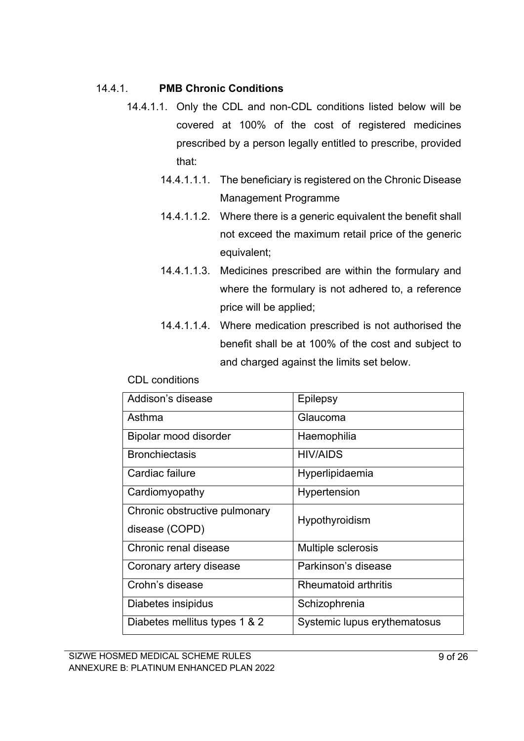#### 14.4.1. **PMB Chronic Conditions**

14.4.1.1. Only the CDL and non-CDL conditions listed below will be covered at 100% of the cost of registered medicines prescribed by a person legally entitled to prescribe, provided that:

14.4.1.1.1. The beneficiary is registered on the Chronic Disease Management Programme

14.4.1.1.2. Where there is a generic equivalent the benefit shall not exceed the maximum retail price of the generic equivalent;

14.4.1.1.3. Medicines prescribed are within the formulary and where the formulary is not adhered to, a reference price will be applied;

14.4.1.1.4. Where medication prescribed is not authorised the benefit shall be at 100% of the cost and subject to and charged against the limits set below.

CDL conditions

| | |
|---|---|
| Addison's disease | Epilepsy |
| Asthma | Glaucoma |
| Bipolar mood disorder | Haemophilia |
| Bronchiectasis | HIV/AIDS |
| Cardiac failure | Hyperlipidaemia |
| Cardiomyopathy | Hypertension |
| Chronic obstructive pulmonary disease (COPD) | Hypothyroidism |
| Chronic renal disease | Multiple sclerosis |
| Coronary artery disease | Parkinson's disease |
| Crohn's disease | Rheumatoid arthritis |
| Diabetes insipidus | Schizophrenia |
| Diabetes mellitus types 1 & 2 | Systemic lupus erythematosus |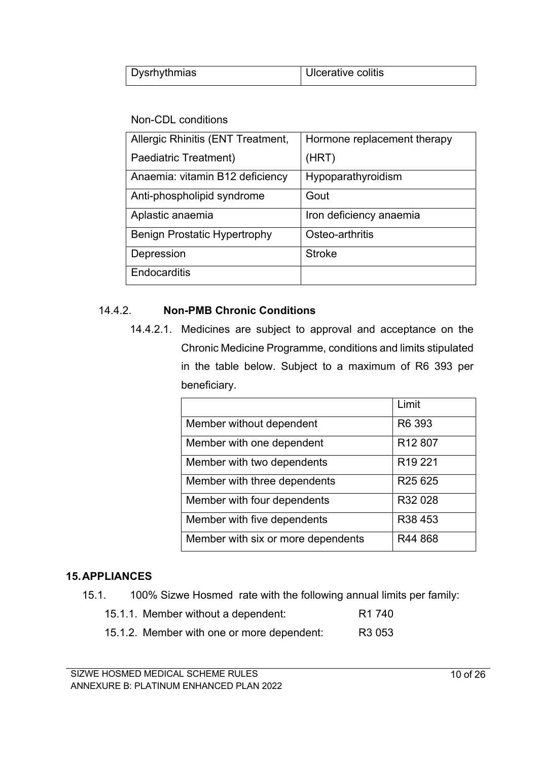| Dysrhythmias | Ulcerative colitis |
|---|---|

Non-CDL conditions

| Allergic Rhinitis (ENT Treatment, Paediatric Treatment) | Hormone replacement therapy (HRT) |
|---|---|
| Anaemia: vitamin B12 deficiency | Hypoparathyroidism |
| Anti-phospholipid syndrome | Gout |
| Aplastic anaemia | Iron deficiency anaemia |
| Benign Prostatic Hypertrophy | Osteo-arthritis |
| Depression | Stroke |
| Endocarditis | |

### 14.4.2. **Non-PMB Chronic Conditions**

14.4.2.1. Medicines are subject to approval and acceptance on the Chronic Medicine Programme, conditions and limits stipulated in the table below. Subject to a maximum of R6 393 per beneficiary.

| | Limit |
|---|---|
| Member without dependent | R6 393 |
| Member with one dependent | R12 807 |
| Member with two dependents | R19 221 |
| Member with three dependents | R25 625 |
| Member with four dependents | R32 028 |
| Member with five dependents | R38 453 |
| Member with six or more dependents | R44 868 |

## 15. APPLIANCES

15.1. 100% Sizwe Hosmed rate with the following annual limits per family:

15.1.1. Member without a dependent: R1 740

15.1.2. Member with one or more dependent: R3 053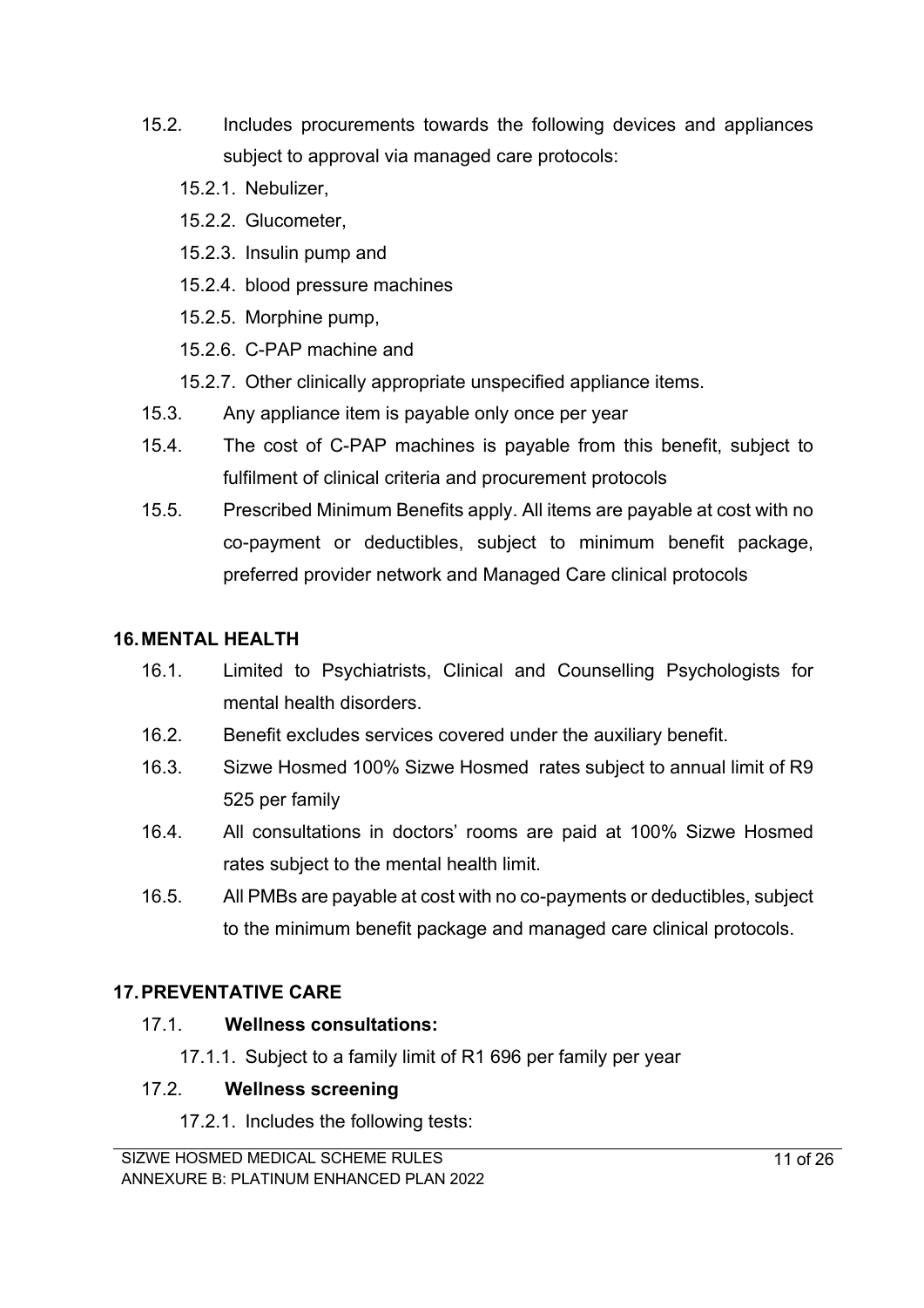15.2. Includes procurements towards the following devices and appliances subject to approval via managed care protocols:

15.2.1. Nebulizer,

15.2.2. Glucometer,

15.2.3. Insulin pump and

15.2.4. blood pressure machines

15.2.5. Morphine pump,

15.2.6. C-PAP machine and

15.2.7. Other clinically appropriate unspecified appliance items.

15.3. Any appliance item is payable only once per year

15.4. The cost of C-PAP machines is payable from this benefit, subject to fulfilment of clinical criteria and procurement protocols

15.5. Prescribed Minimum Benefits apply. All items are payable at cost with no co-payment or deductibles, subject to minimum benefit package, preferred provider network and Managed Care clinical protocols

## 16. MENTAL HEALTH

16.1. Limited to Psychiatrists, Clinical and Counselling Psychologists for mental health disorders.

16.2. Benefit excludes services covered under the auxiliary benefit.

16.3. Sizwe Hosmed 100% Sizwe Hosmed rates subject to annual limit of R9 525 per family

16.4. All consultations in doctors' rooms are paid at 100% Sizwe Hosmed rates subject to the mental health limit.

16.5. All PMBs are payable at cost with no co-payments or deductibles, subject to the minimum benefit package and managed care clinical protocols.

## 17. PREVENTATIVE CARE

17.1. **Wellness consultations:**

17.1.1. Subject to a family limit of R1 696 per family per year

17.2. **Wellness screening**

17.2.1. Includes the following tests: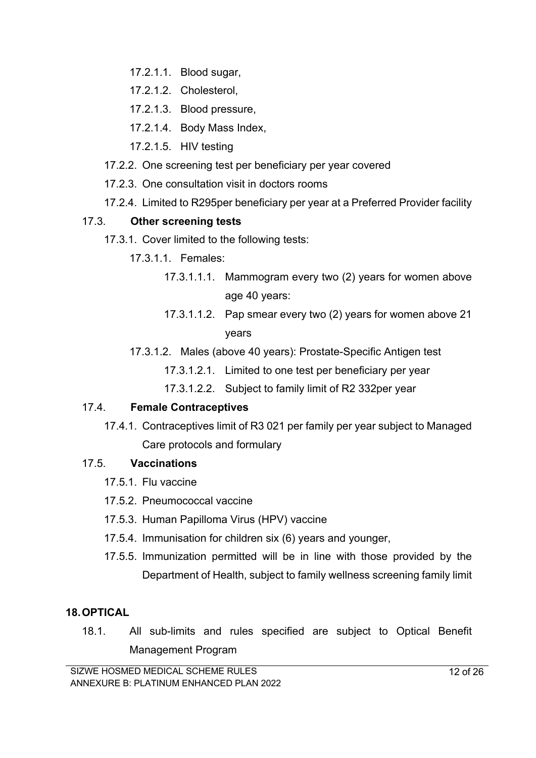17.2.1.1. Blood sugar,

17.2.1.2. Cholesterol,

17.2.1.3. Blood pressure,

17.2.1.4. Body Mass Index,

17.2.1.5. HIV testing

17.2.2. One screening test per beneficiary per year covered

17.2.3. One consultation visit in doctors rooms

17.2.4. Limited to R295per beneficiary per year at a Preferred Provider facility

17.3. **Other screening tests**

17.3.1. Cover limited to the following tests:

17.3.1.1. Females:

17.3.1.1.1. Mammogram every two (2) years for women above age 40 years:

17.3.1.1.2. Pap smear every two (2) years for women above 21 years

17.3.1.2. Males (above 40 years): Prostate-Specific Antigen test

17.3.1.2.1. Limited to one test per beneficiary per year

17.3.1.2.2. Subject to family limit of R2 332per year

17.4. **Female Contraceptives**

17.4.1. Contraceptives limit of R3 021 per family per year subject to Managed Care protocols and formulary

17.5. **Vaccinations**

17.5.1. Flu vaccine

17.5.2. Pneumococcal vaccine

17.5.3. Human Papilloma Virus (HPV) vaccine

17.5.4. Immunisation for children six (6) years and younger,

17.5.5. Immunization permitted will be in line with those provided by the Department of Health, subject to family wellness screening family limit

## 18. OPTICAL

18.1. All sub-limits and rules specified are subject to Optical Benefit Management Program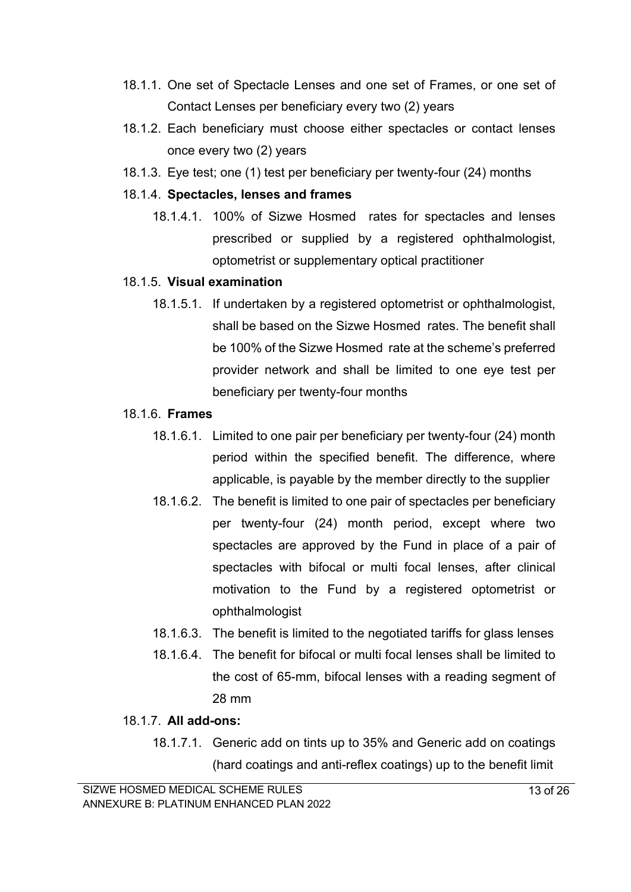18.1.1. One set of Spectacle Lenses and one set of Frames, or one set of Contact Lenses per beneficiary every two (2) years

18.1.2. Each beneficiary must choose either spectacles or contact lenses once every two (2) years

18.1.3. Eye test; one (1) test per beneficiary per twenty-four (24) months

18.1.4. **Spectacles, lenses and frames**

18.1.4.1. 100% of Sizwe Hosmed rates for spectacles and lenses prescribed or supplied by a registered ophthalmologist, optometrist or supplementary optical practitioner

18.1.5. **Visual examination**

18.1.5.1. If undertaken by a registered optometrist or ophthalmologist, shall be based on the Sizwe Hosmed rates. The benefit shall be 100% of the Sizwe Hosmed rate at the scheme's preferred provider network and shall be limited to one eye test per beneficiary per twenty-four months

18.1.6. **Frames**

18.1.6.1. Limited to one pair per beneficiary per twenty-four (24) month period within the specified benefit. The difference, where applicable, is payable by the member directly to the supplier

18.1.6.2. The benefit is limited to one pair of spectacles per beneficiary per twenty-four (24) month period, except where two spectacles are approved by the Fund in place of a pair of spectacles with bifocal or multi focal lenses, after clinical motivation to the Fund by a registered optometrist or ophthalmologist

18.1.6.3. The benefit is limited to the negotiated tariffs for glass lenses

18.1.6.4. The benefit for bifocal or multi focal lenses shall be limited to the cost of 65-mm, bifocal lenses with a reading segment of 28 mm

18.1.7. **All add-ons:**

18.1.7.1. Generic add on tints up to 35% and Generic add on coatings (hard coatings and anti-reflex coatings) up to the benefit limit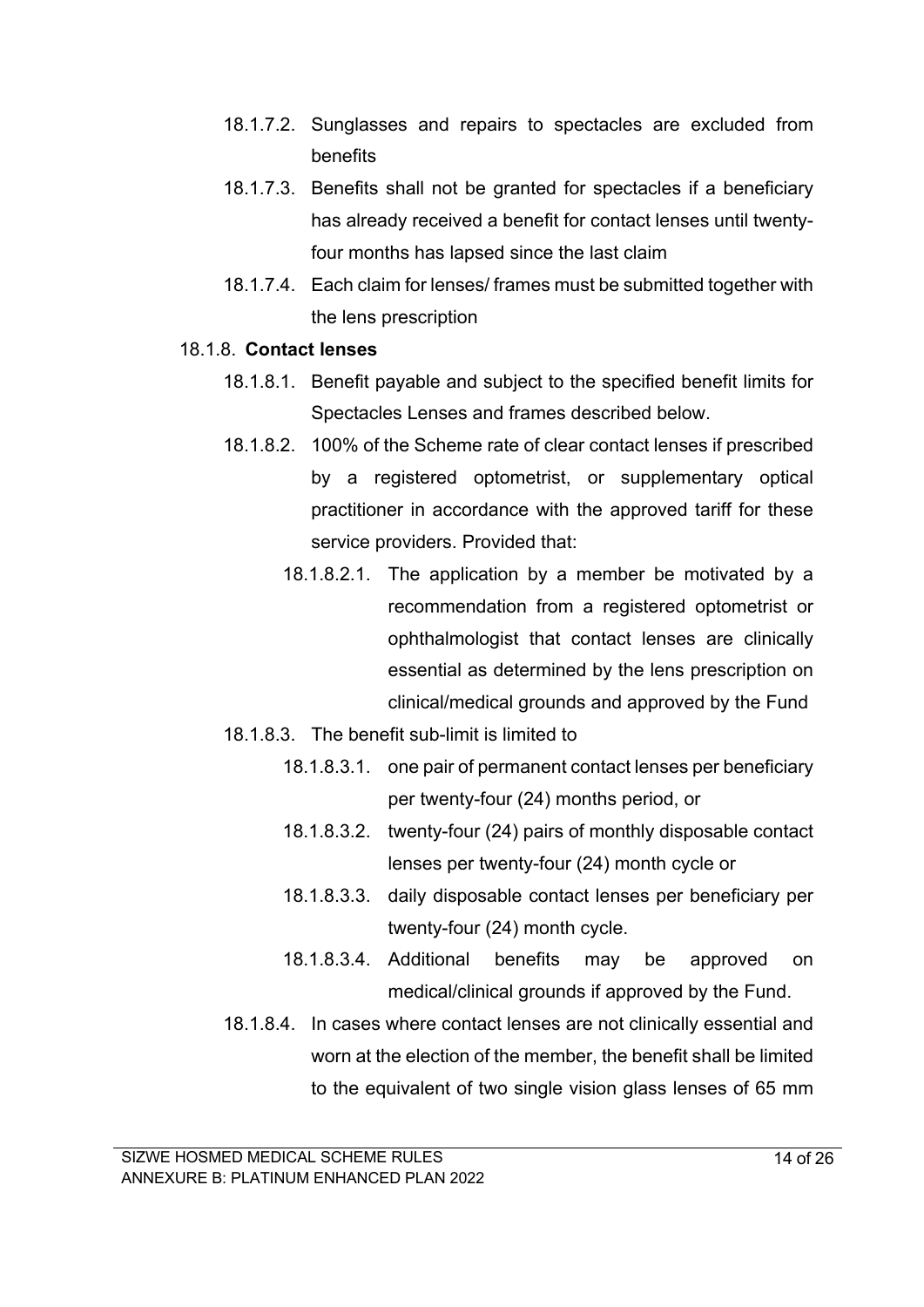- 18.1.7.2. Sunglasses and repairs to spectacles are excluded from benefits
- 18.1.7.3. Benefits shall not be granted for spectacles if a beneficiary has already received a benefit for contact lenses until twenty-four months has lapsed since the last claim
- 18.1.7.4. Each claim for lenses/ frames must be submitted together with the lens prescription

18.1.8. **Contact lenses**

- 18.1.8.1. Benefit payable and subject to the specified benefit limits for Spectacles Lenses and frames described below.
- 18.1.8.2. 100% of the Scheme rate of clear contact lenses if prescribed by a registered optometrist, or supplementary optical practitioner in accordance with the approved tariff for these service providers. Provided that:
  - 18.1.8.2.1. The application by a member be motivated by a recommendation from a registered optometrist or ophthalmologist that contact lenses are clinically essential as determined by the lens prescription on clinical/medical grounds and approved by the Fund
- 18.1.8.3. The benefit sub-limit is limited to
  - 18.1.8.3.1. one pair of permanent contact lenses per beneficiary per twenty-four (24) months period, or
  - 18.1.8.3.2. twenty-four (24) pairs of monthly disposable contact lenses per twenty-four (24) month cycle or
  - 18.1.8.3.3. daily disposable contact lenses per beneficiary per twenty-four (24) month cycle.
  - 18.1.8.3.4. Additional benefits may be approved on medical/clinical grounds if approved by the Fund.
- 18.1.8.4. In cases where contact lenses are not clinically essential and worn at the election of the member, the benefit shall be limited to the equivalent of two single vision glass lenses of 65 mm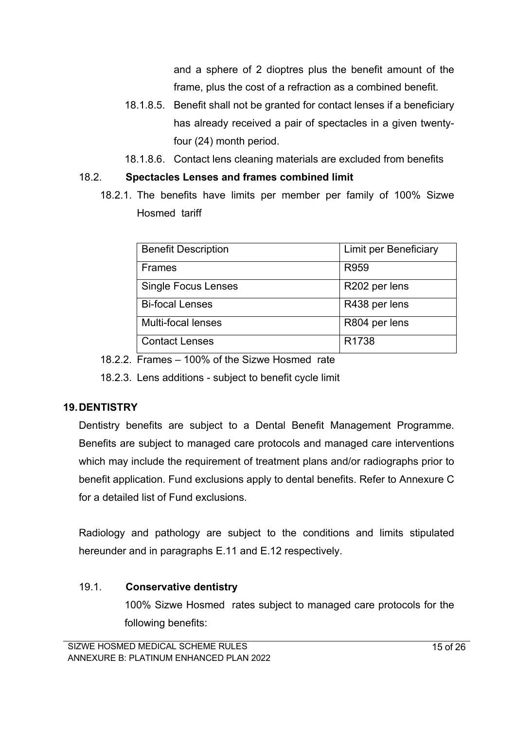and a sphere of 2 dioptres plus the benefit amount of the frame, plus the cost of a refraction as a combined benefit.

18.1.8.5. Benefit shall not be granted for contact lenses if a beneficiary has already received a pair of spectacles in a given twenty-four (24) month period.

18.1.8.6. Contact lens cleaning materials are excluded from benefits

18.2. **Spectacles Lenses and frames combined limit**

18.2.1. The benefits have limits per member per family of 100% Sizwe Hosmed tariff

| Benefit Description | Limit per Beneficiary |
|---|---|
| Frames | R959 |
| Single Focus Lenses | R202 per lens |
| Bi-focal Lenses | R438 per lens |
| Multi-focal lenses | R804 per lens |
| Contact Lenses | R1738 |

18.2.2. Frames – 100% of the Sizwe Hosmed rate

18.2.3. Lens additions - subject to benefit cycle limit

## 19. DENTISTRY

Dentistry benefits are subject to a Dental Benefit Management Programme. Benefits are subject to managed care protocols and managed care interventions which may include the requirement of treatment plans and/or radiographs prior to benefit application. Fund exclusions apply to dental benefits. Refer to Annexure C for a detailed list of Fund exclusions.

Radiology and pathology are subject to the conditions and limits stipulated hereunder and in paragraphs E.11 and E.12 respectively.

19.1. **Conservative dentistry**

100% Sizwe Hosmed rates subject to managed care protocols for the following benefits: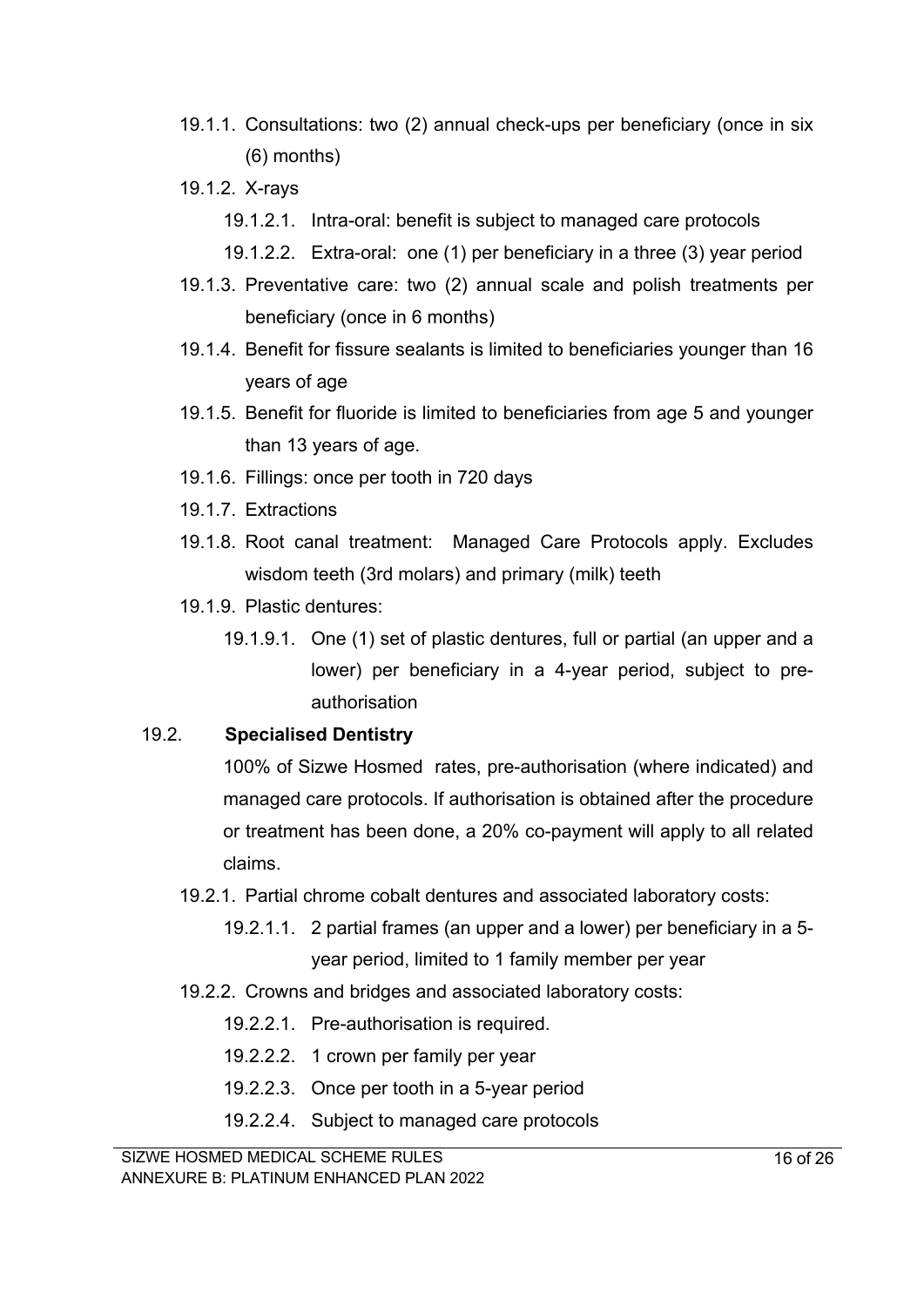- 19.1.1. Consultations: two (2) annual check-ups per beneficiary (once in six (6) months)
- 19.1.2. X-rays
  - 19.1.2.1. Intra-oral: benefit is subject to managed care protocols
  - 19.1.2.2. Extra-oral: one (1) per beneficiary in a three (3) year period
- 19.1.3. Preventative care: two (2) annual scale and polish treatments per beneficiary (once in 6 months)
- 19.1.4. Benefit for fissure sealants is limited to beneficiaries younger than 16 years of age
- 19.1.5. Benefit for fluoride is limited to beneficiaries from age 5 and younger than 13 years of age.
- 19.1.6. Fillings: once per tooth in 720 days
- 19.1.7. Extractions
- 19.1.8. Root canal treatment: Managed Care Protocols apply. Excludes wisdom teeth (3rd molars) and primary (milk) teeth
- 19.1.9. Plastic dentures:
  - 19.1.9.1. One (1) set of plastic dentures, full or partial (an upper and a lower) per beneficiary in a 4-year period, subject to pre-authorisation

19.2. **Specialised Dentistry**

100% of Sizwe Hosmed rates, pre-authorisation (where indicated) and managed care protocols. If authorisation is obtained after the procedure or treatment has been done, a 20% co-payment will apply to all related claims.

- 19.2.1. Partial chrome cobalt dentures and associated laboratory costs:
  - 19.2.1.1. 2 partial frames (an upper and a lower) per beneficiary in a 5-year period, limited to 1 family member per year
- 19.2.2. Crowns and bridges and associated laboratory costs:
  - 19.2.2.1. Pre-authorisation is required.
  - 19.2.2.2. 1 crown per family per year
  - 19.2.2.3. Once per tooth in a 5-year period
  - 19.2.2.4. Subject to managed care protocols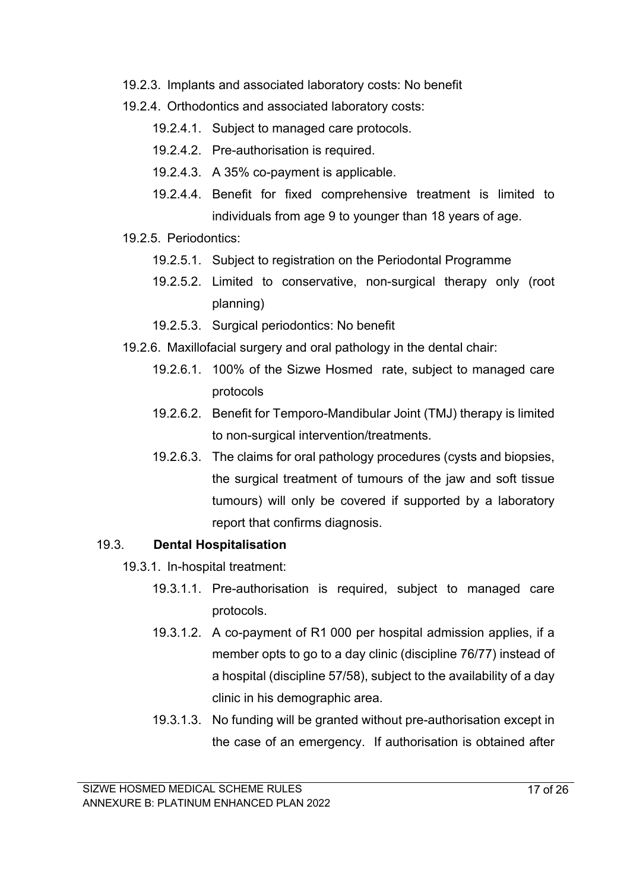- 19.2.3. Implants and associated laboratory costs: No benefit
- 19.2.4. Orthodontics and associated laboratory costs:
  - 19.2.4.1. Subject to managed care protocols.
  - 19.2.4.2. Pre-authorisation is required.
  - 19.2.4.3. A 35% co-payment is applicable.
  - 19.2.4.4. Benefit for fixed comprehensive treatment is limited to individuals from age 9 to younger than 18 years of age.
- 19.2.5. Periodontics:
  - 19.2.5.1. Subject to registration on the Periodontal Programme
  - 19.2.5.2. Limited to conservative, non-surgical therapy only (root planning)
  - 19.2.5.3. Surgical periodontics: No benefit
- 19.2.6. Maxillofacial surgery and oral pathology in the dental chair:
  - 19.2.6.1. 100% of the Sizwe Hosmed rate, subject to managed care protocols
  - 19.2.6.2. Benefit for Temporo-Mandibular Joint (TMJ) therapy is limited to non-surgical intervention/treatments.
  - 19.2.6.3. The claims for oral pathology procedures (cysts and biopsies, the surgical treatment of tumours of the jaw and soft tissue tumours) will only be covered if supported by a laboratory report that confirms diagnosis.

### 19.3. **Dental Hospitalisation**

- 19.3.1. In-hospital treatment:
  - 19.3.1.1. Pre-authorisation is required, subject to managed care protocols.
  - 19.3.1.2. A co-payment of R1 000 per hospital admission applies, if a member opts to go to a day clinic (discipline 76/77) instead of a hospital (discipline 57/58), subject to the availability of a day clinic in his demographic area.
  - 19.3.1.3. No funding will be granted without pre-authorisation except in the case of an emergency. If authorisation is obtained after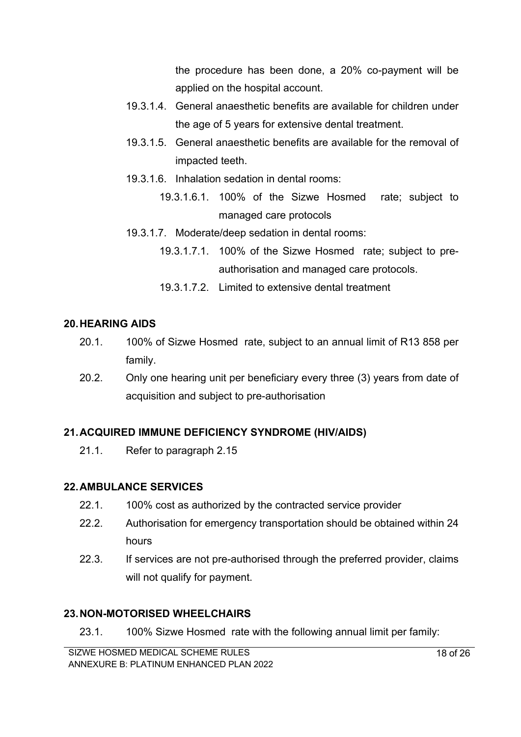the procedure has been done, a 20% co-payment will be applied on the hospital account.

19.3.1.4. General anaesthetic benefits are available for children under the age of 5 years for extensive dental treatment.

19.3.1.5. General anaesthetic benefits are available for the removal of impacted teeth.

19.3.1.6. Inhalation sedation in dental rooms:

19.3.1.6.1. 100% of the Sizwe Hosmed rate; subject to managed care protocols

19.3.1.7. Moderate/deep sedation in dental rooms:

19.3.1.7.1. 100% of the Sizwe Hosmed rate; subject to pre-authorisation and managed care protocols.

19.3.1.7.2. Limited to extensive dental treatment

## 20. HEARING AIDS

20.1. 100% of Sizwe Hosmed rate, subject to an annual limit of R13 858 per family.

20.2. Only one hearing unit per beneficiary every three (3) years from date of acquisition and subject to pre-authorisation

## 21. ACQUIRED IMMUNE DEFICIENCY SYNDROME (HIV/AIDS)

21.1. Refer to paragraph 2.15

## 22. AMBULANCE SERVICES

22.1. 100% cost as authorized by the contracted service provider

22.2. Authorisation for emergency transportation should be obtained within 24 hours

22.3. If services are not pre-authorised through the preferred provider, claims will not qualify for payment.

## 23. NON-MOTORISED WHEELCHAIRS

23.1. 100% Sizwe Hosmed rate with the following annual limit per family: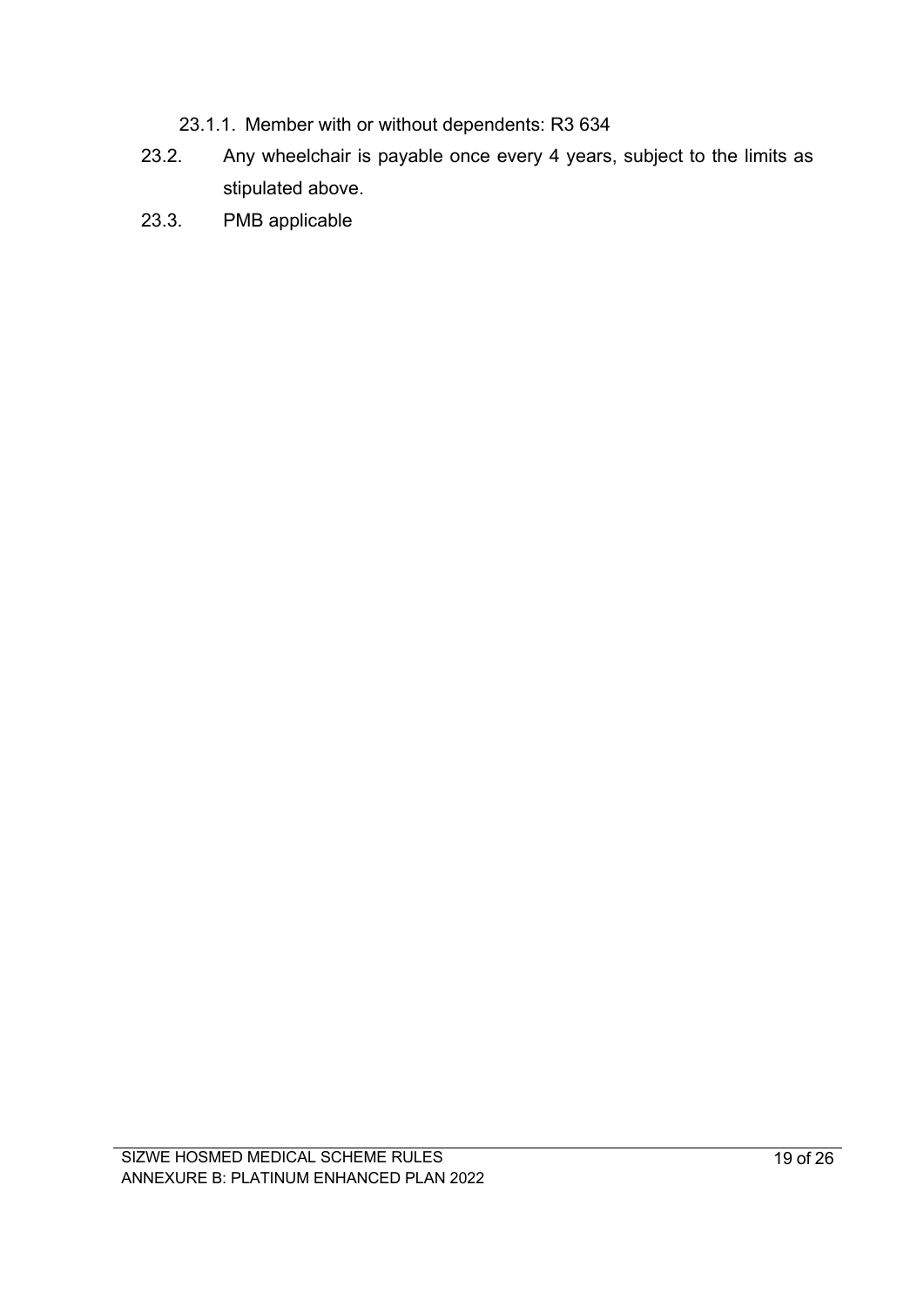23.1.1. Member with or without dependents: R3 634

23.2. Any wheelchair is payable once every 4 years, subject to the limits as stipulated above.

23.3. PMB applicable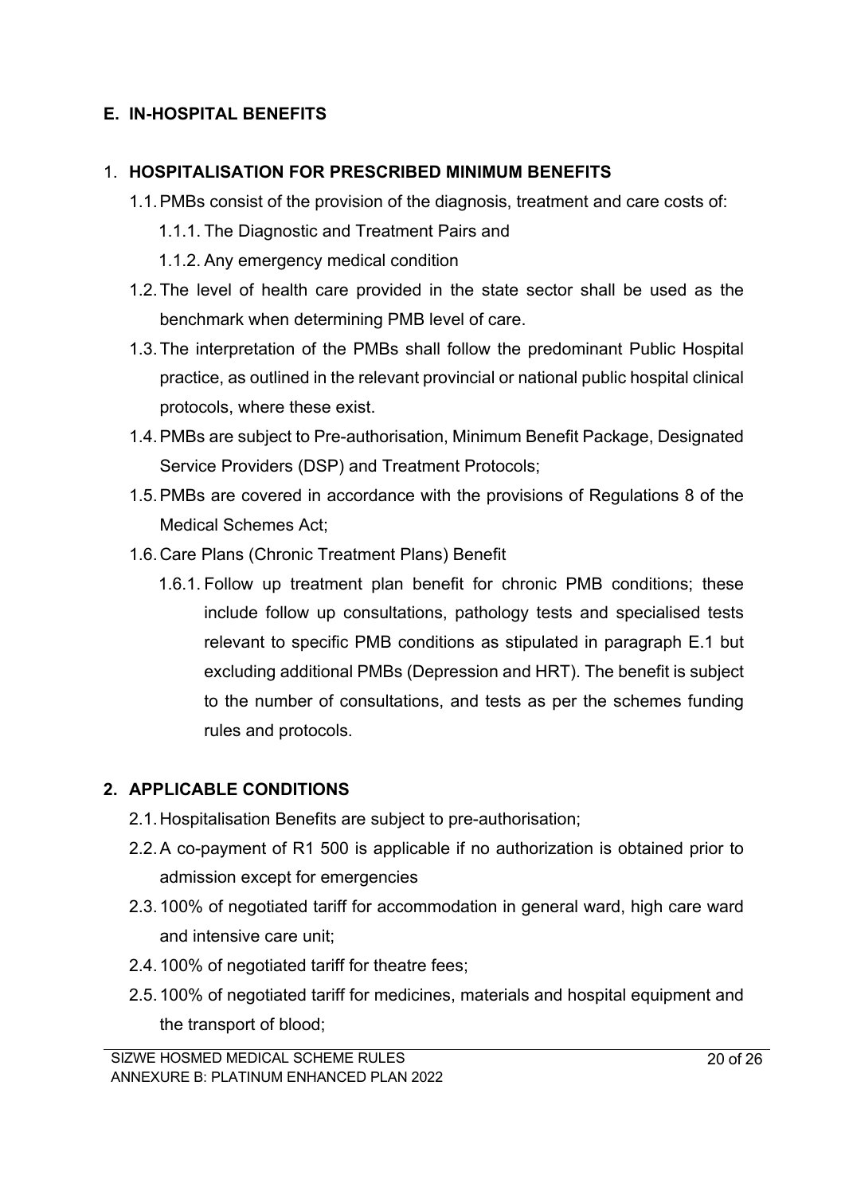## E. IN-HOSPITAL BENEFITS

### 1. HOSPITALISATION FOR PRESCRIBED MINIMUM BENEFITS

1.1. PMBs consist of the provision of the diagnosis, treatment and care costs of:

1.1.1. The Diagnostic and Treatment Pairs and

1.1.2. Any emergency medical condition

1.2. The level of health care provided in the state sector shall be used as the benchmark when determining PMB level of care.

1.3. The interpretation of the PMBs shall follow the predominant Public Hospital practice, as outlined in the relevant provincial or national public hospital clinical protocols, where these exist.

1.4. PMBs are subject to Pre-authorisation, Minimum Benefit Package, Designated Service Providers (DSP) and Treatment Protocols;

1.5. PMBs are covered in accordance with the provisions of Regulations 8 of the Medical Schemes Act;

1.6. Care Plans (Chronic Treatment Plans) Benefit

1.6.1. Follow up treatment plan benefit for chronic PMB conditions; these include follow up consultations, pathology tests and specialised tests relevant to specific PMB conditions as stipulated in paragraph E.1 but excluding additional PMBs (Depression and HRT). The benefit is subject to the number of consultations, and tests as per the schemes funding rules and protocols.

### 2. APPLICABLE CONDITIONS

2.1. Hospitalisation Benefits are subject to pre-authorisation;

2.2. A co-payment of R1 500 is applicable if no authorization is obtained prior to admission except for emergencies

2.3. 100% of negotiated tariff for accommodation in general ward, high care ward and intensive care unit;

2.4. 100% of negotiated tariff for theatre fees;

2.5. 100% of negotiated tariff for medicines, materials and hospital equipment and the transport of blood;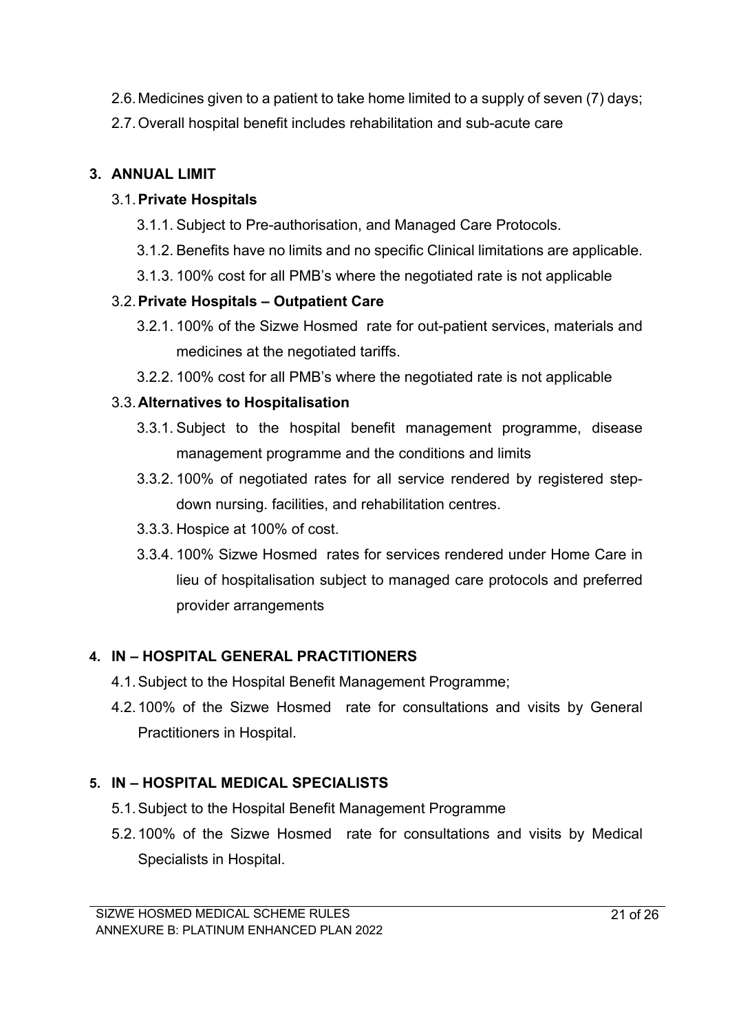2.6. Medicines given to a patient to take home limited to a supply of seven (7) days;

2.7. Overall hospital benefit includes rehabilitation and sub-acute care

## 3. ANNUAL LIMIT

### 3.1. Private Hospitals

3.1.1. Subject to Pre-authorisation, and Managed Care Protocols.

3.1.2. Benefits have no limits and no specific Clinical limitations are applicable.

3.1.3. 100% cost for all PMB's where the negotiated rate is not applicable

### 3.2. Private Hospitals – Outpatient Care

3.2.1. 100% of the Sizwe Hosmed rate for out-patient services, materials and medicines at the negotiated tariffs.

3.2.2. 100% cost for all PMB's where the negotiated rate is not applicable

### 3.3. Alternatives to Hospitalisation

3.3.1. Subject to the hospital benefit management programme, disease management programme and the conditions and limits

3.3.2. 100% of negotiated rates for all service rendered by registered step-down nursing. facilities, and rehabilitation centres.

3.3.3. Hospice at 100% of cost.

3.3.4. 100% Sizwe Hosmed rates for services rendered under Home Care in lieu of hospitalisation subject to managed care protocols and preferred provider arrangements

## 4. IN – HOSPITAL GENERAL PRACTITIONERS

4.1. Subject to the Hospital Benefit Management Programme;

4.2. 100% of the Sizwe Hosmed rate for consultations and visits by General Practitioners in Hospital.

## 5. IN – HOSPITAL MEDICAL SPECIALISTS

5.1. Subject to the Hospital Benefit Management Programme

5.2. 100% of the Sizwe Hosmed rate for consultations and visits by Medical Specialists in Hospital.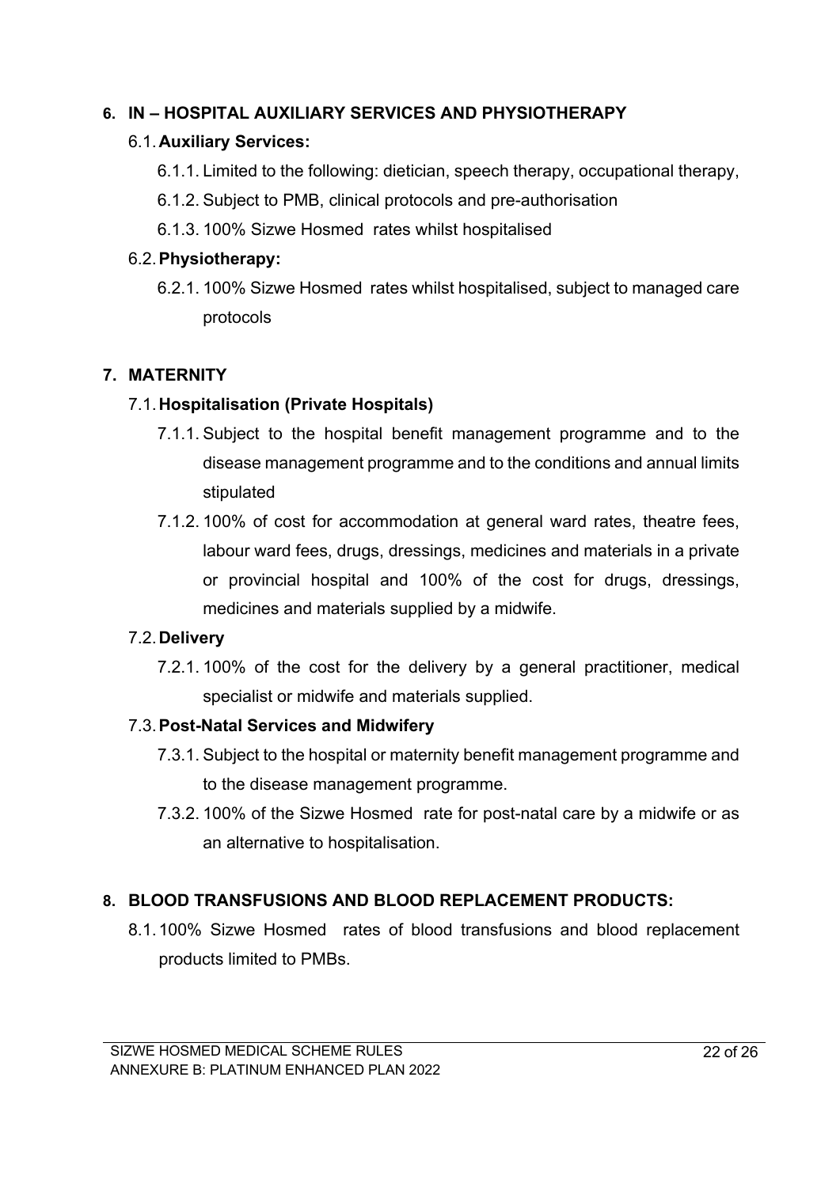## 6. IN – HOSPITAL AUXILIARY SERVICES AND PHYSIOTHERAPY

### 6.1. Auxiliary Services:

6.1.1. Limited to the following: dietician, speech therapy, occupational therapy,

6.1.2. Subject to PMB, clinical protocols and pre-authorisation

6.1.3. 100% Sizwe Hosmed rates whilst hospitalised

### 6.2. Physiotherapy:

6.2.1. 100% Sizwe Hosmed rates whilst hospitalised, subject to managed care protocols

## 7. MATERNITY

### 7.1. Hospitalisation (Private Hospitals)

7.1.1. Subject to the hospital benefit management programme and to the disease management programme and to the conditions and annual limits stipulated

7.1.2. 100% of cost for accommodation at general ward rates, theatre fees, labour ward fees, drugs, dressings, medicines and materials in a private or provincial hospital and 100% of the cost for drugs, dressings, medicines and materials supplied by a midwife.

### 7.2. Delivery

7.2.1. 100% of the cost for the delivery by a general practitioner, medical specialist or midwife and materials supplied.

### 7.3. Post-Natal Services and Midwifery

7.3.1. Subject to the hospital or maternity benefit management programme and to the disease management programme.

7.3.2. 100% of the Sizwe Hosmed rate for post-natal care by a midwife or as an alternative to hospitalisation.

## 8. BLOOD TRANSFUSIONS AND BLOOD REPLACEMENT PRODUCTS:

8.1. 100% Sizwe Hosmed rates of blood transfusions and blood replacement products limited to PMBs.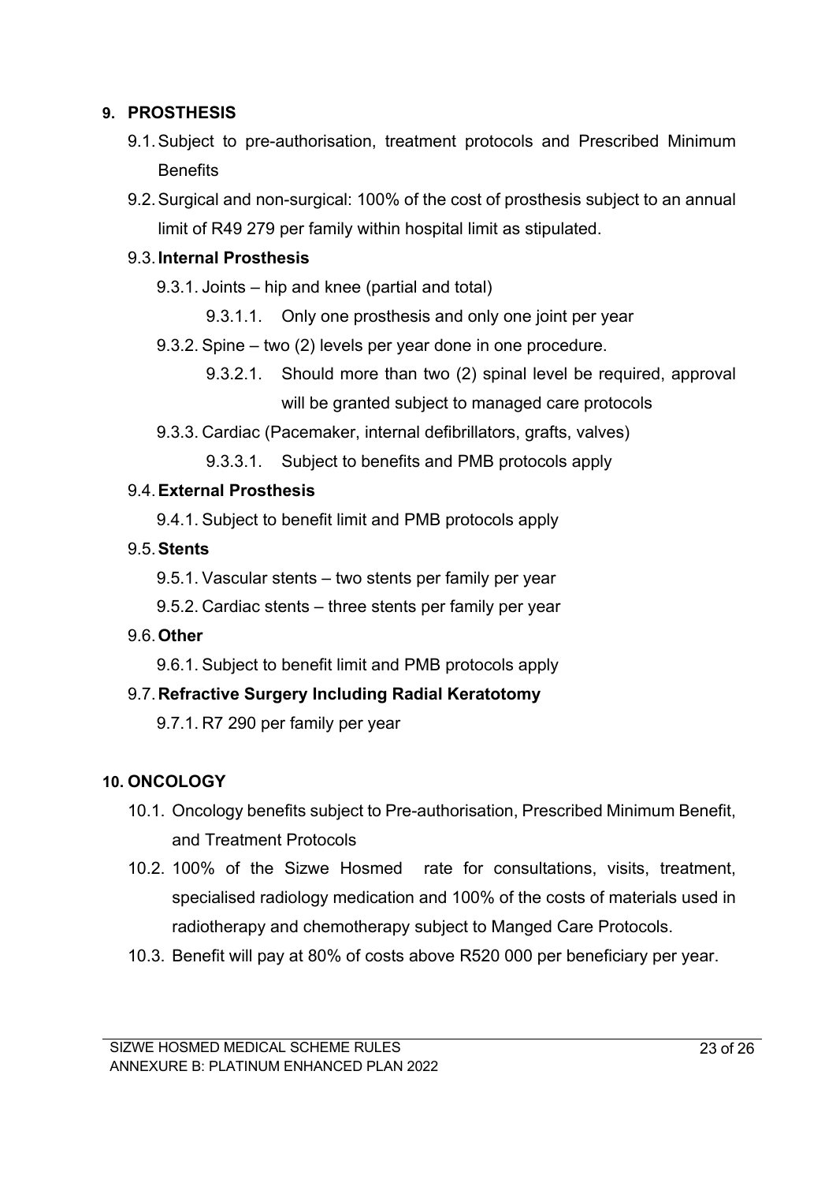## 9. PROSTHESIS

9.1. Subject to pre-authorisation, treatment protocols and Prescribed Minimum Benefits

9.2. Surgical and non-surgical: 100% of the cost of prosthesis subject to an annual limit of R49 279 per family within hospital limit as stipulated.

9.3. **Internal Prosthesis**

9.3.1. Joints – hip and knee (partial and total)

9.3.1.1. Only one prosthesis and only one joint per year

9.3.2. Spine – two (2) levels per year done in one procedure.

9.3.2.1. Should more than two (2) spinal level be required, approval will be granted subject to managed care protocols

9.3.3. Cardiac (Pacemaker, internal defibrillators, grafts, valves)

9.3.3.1. Subject to benefits and PMB protocols apply

9.4. **External Prosthesis**

9.4.1. Subject to benefit limit and PMB protocols apply

9.5. **Stents**

9.5.1. Vascular stents – two stents per family per year

9.5.2. Cardiac stents – three stents per family per year

9.6. **Other**

9.6.1. Subject to benefit limit and PMB protocols apply

9.7. **Refractive Surgery Including Radial Keratotomy**

9.7.1. R7 290 per family per year

## 10. ONCOLOGY

10.1. Oncology benefits subject to Pre-authorisation, Prescribed Minimum Benefit, and Treatment Protocols

10.2. 100% of the Sizwe Hosmed rate for consultations, visits, treatment, specialised radiology medication and 100% of the costs of materials used in radiotherapy and chemotherapy subject to Manged Care Protocols.

10.3. Benefit will pay at 80% of costs above R520 000 per beneficiary per year.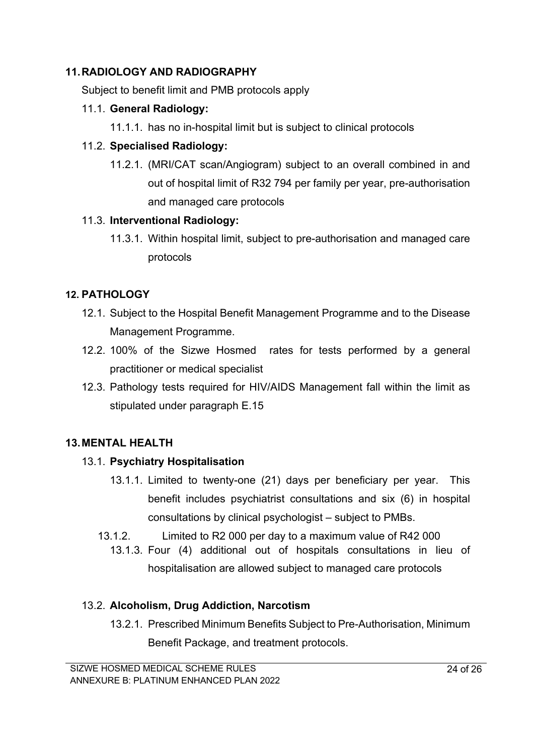## 11. RADIOLOGY AND RADIOGRAPHY

Subject to benefit limit and PMB protocols apply

### 11.1. General Radiology:

11.1.1. has no in-hospital limit but is subject to clinical protocols

### 11.2. Specialised Radiology:

11.2.1. (MRI/CAT scan/Angiogram) subject to an overall combined in and out of hospital limit of R32 794 per family per year, pre-authorisation and managed care protocols

### 11.3. Interventional Radiology:

11.3.1. Within hospital limit, subject to pre-authorisation and managed care protocols

## 12. PATHOLOGY

12.1. Subject to the Hospital Benefit Management Programme and to the Disease Management Programme.

12.2. 100% of the Sizwe Hosmed rates for tests performed by a general practitioner or medical specialist

12.3. Pathology tests required for HIV/AIDS Management fall within the limit as stipulated under paragraph E.15

## 13. MENTAL HEALTH

### 13.1. Psychiatry Hospitalisation

13.1.1. Limited to twenty-one (21) days per beneficiary per year. This benefit includes psychiatrist consultations and six (6) in hospital consultations by clinical psychologist – subject to PMBs.

13.1.2. Limited to R2 000 per day to a maximum value of R42 000

13.1.3. Four (4) additional out of hospitals consultations in lieu of hospitalisation are allowed subject to managed care protocols

### 13.2. Alcoholism, Drug Addiction, Narcotism

13.2.1. Prescribed Minimum Benefits Subject to Pre-Authorisation, Minimum Benefit Package, and treatment protocols.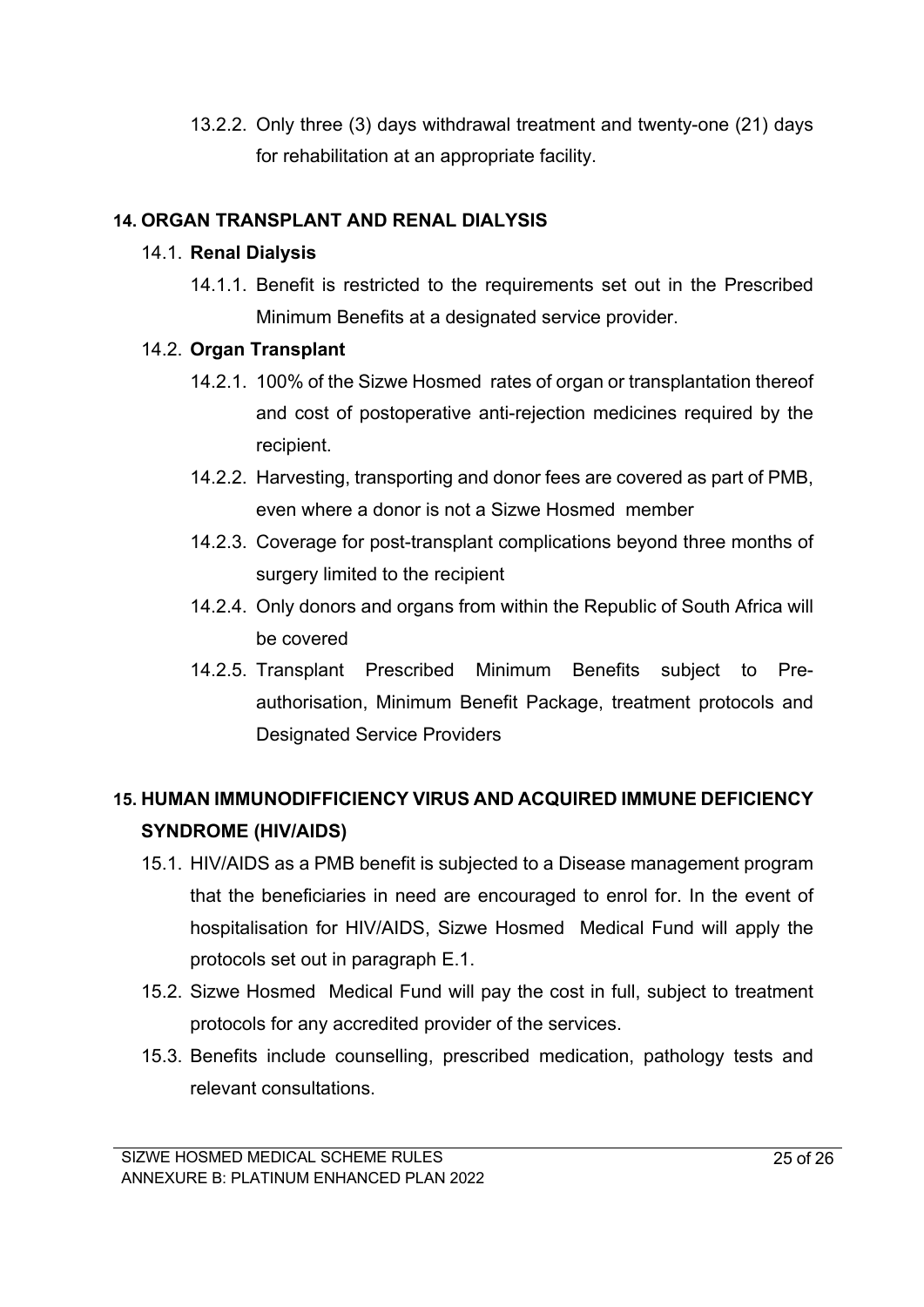13.2.2. Only three (3) days withdrawal treatment and twenty-one (21) days for rehabilitation at an appropriate facility.

## 14. ORGAN TRANSPLANT AND RENAL DIALYSIS

14.1. **Renal Dialysis**

14.1.1. Benefit is restricted to the requirements set out in the Prescribed Minimum Benefits at a designated service provider.

14.2. **Organ Transplant**

14.2.1. 100% of the Sizwe Hosmed rates of organ or transplantation thereof and cost of postoperative anti-rejection medicines required by the recipient.

14.2.2. Harvesting, transporting and donor fees are covered as part of PMB, even where a donor is not a Sizwe Hosmed member

14.2.3. Coverage for post-transplant complications beyond three months of surgery limited to the recipient

14.2.4. Only donors and organs from within the Republic of South Africa will be covered

14.2.5. Transplant Prescribed Minimum Benefits subject to Pre-authorisation, Minimum Benefit Package, treatment protocols and Designated Service Providers

## 15. HUMAN IMMUNODIFFICIENCY VIRUS AND ACQUIRED IMMUNE DEFICIENCY SYNDROME (HIV/AIDS)

15.1. HIV/AIDS as a PMB benefit is subjected to a Disease management program that the beneficiaries in need are encouraged to enrol for. In the event of hospitalisation for HIV/AIDS, Sizwe Hosmed Medical Fund will apply the protocols set out in paragraph E.1.

15.2. Sizwe Hosmed Medical Fund will pay the cost in full, subject to treatment protocols for any accredited provider of the services.

15.3. Benefits include counselling, prescribed medication, pathology tests and relevant consultations.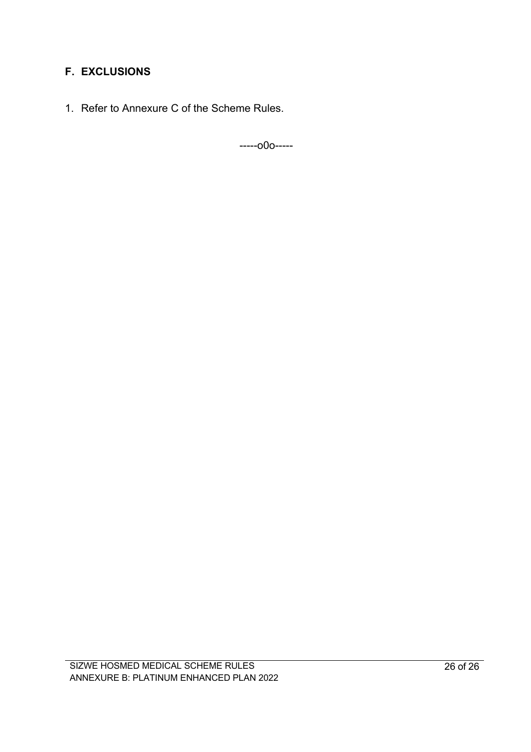## F. EXCLUSIONS

1. Refer to Annexure C of the Scheme Rules.

-----o0o-----